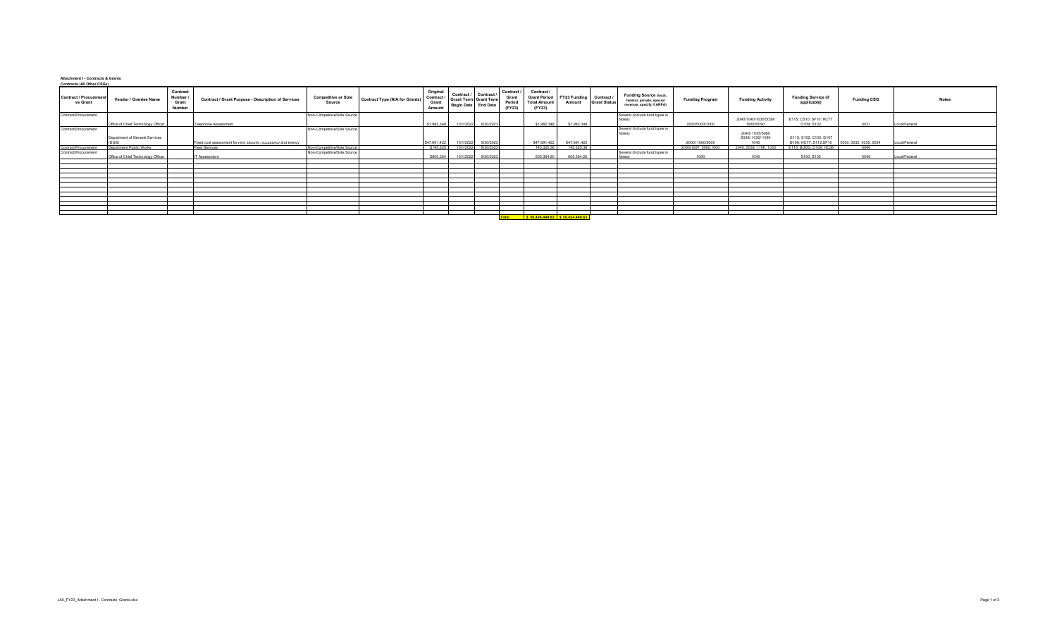**Attachment I - Contracts & Grants**

**Contracts (All Other CSGs)**

| Contract / Procurement vs Grant | Vendor / Grantee Name | Contract Number / Grant Number | Contract / Grant Purpose - Description of Services | Competitive or Sole Source | Contract Type (N/A for Grants) | Original Contract / Grant Amount | Contract / Grant Term Begin Date | Contract / Grant Term End Date | Contract / Grant Period (FY23) | Contract / Grant Period Total Amount (FY23) | FY23 Funding Amount | Contract / Grant Status | Funding Source (local, federal, private, special revenue, specify if ARPA) | Funding Program | Funding Activity | Funding Service (if applicable) | Funding CSG | Notes |
|---|---|---|---|---|---|---|---|---|---|---|---|---|---|---|---|---|---|---|
| Contract/Procurement | Office of Chief Technology Officer | | Telephone Assessment | Non-Competitive/Sole Source | | $1,982,348 | 10/1/2022 | 9/30/2023 | | $1,982,348 | $1,982,348 | | Several (include fund types in Notes) | 2000/5000/1000 | 2040/1040/1030/5039/ 5060/5090 | E115; CS10; SF10; HC77 D109; S102 | 0031 | Local/Federal |
| Contract/Procurement | Department of General Services (DGS) | | Fixed cost assessment for rent, security, occupancy and energy | Non-Competitive/Sole Source | | $47,691,422 | 10/1/2022 | 9/30/2023 | | $47,691,422 | $47,691,422 | | Several (include fund types in Notes) | 2000/ 1000/5000 | 2040/ 1055/5060 5039/ 1030/ 1090 1040 | E115; S102; C100; D107 D109; HC77; S112;SF10 | 0030, 0032, 0035, 0034 | Local/Federal |
| Contract/Procurement | Department Public Works | | Fleet Services | Non-Competitive/Sole Source | | $145,325 | 10/1/2022 | 9/30/2023 | | 145,325.36 | 145,325.36 | | | 2000/100F, 5000,1000 | 2040, 5039, 110F, 1030 | E115; BUDG, D109, HC38 | 0040 | |
| Contract/Procurement | Office of Chief Technology Officer | | IT Assessment | Non-Competitive/Sole Source | | $605,354 | 10/1/2022 | 9/30/2023 | | 605,354.20 | 605,354.20 | | Several (include fund types in Notes) | 1000 | 1040 | S100; S102 | 0040 | Local/Federal |
| | | | | | | | | | **Total** | **$ 50,424,449.63** | **$ 50,424,449.63** | | | | | | | |

JA0_FY23_Attachment I - Contracts Grants.xlsx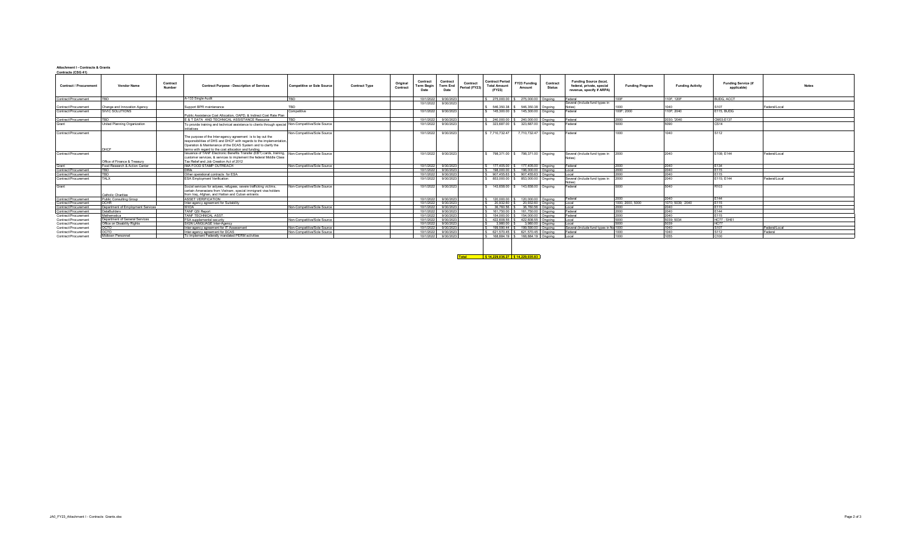**Attachment I - Contracts & Grants**

**Contracts (CSG 41)**

| Contract / Procurement | Vendor Name | Contract Number | Contract Purpose - Description of Services | Competitive or Sole Source | Contract Type | Original Contract | Contract Term Begin Date | Contract Term End Date | Contract Period (FY23) | Contract Period Total Amount (FY23) | FY23 Funding Amount | Contract Status | Funding Source (local, federal, private, special revenue, specify if ARPA) | Funding Program | Funding Activity | Funding Service (if applicable) | Notes |
|---|---|---|---|---|---|---|---|---|---|---|---|---|---|---|---|---|---|
| Contract/Procurement | TBD | | A-133 Single Audit | TBD | | | 10/1/2022 | 9/30/2023 | | $ 275,000.00 | $ 275,000.00 | Ongoing | Federal | 100F | 110F, 120F | BUDG, ACCT | |
| Contract/Procurement | Change and Innovation Agency | | Support BPR maintenance | TBD | | | 10/1/2022 | 9/30/2023 | | $ 546,350.38 | $ 546,350.38 | Ongoing | Several (Include fund types in Notes) | 1000 | 1040 | S107 | Federal/Local |
| Contract/Procurement | SIVIC SOLUTIONS | | Public Assistance Cost Allocation, OAPD, & Indirect Cost Rate Plan | Competitive | | | 10/1/2022 | 9/30/2023 | | $ 145,300.00 | $ 145,300.00 | Ongoing | Federal | 100F; 2000 | 110F; 2040 | E115, BUDG | |
| Contract/Procurement | TBD | | E & T DATA AND TECHNICAL ASSISTANCE Resource | TBD | | | 10/1/2022 | 9/30/2023 | | $ 240,000.00 | $ 240,000.00 | Ongoing | Federal | 2000 | 2030; 2040 | CM03;E137 | |
| Grant | United Planning Organization | | To provide training and technical assistance to clients through special initiatives | Non-Competitive/Sole Source | | | 10/1/2022 | 9/30/2023 | | $ 323,687.00 | $ 323,687.00 | Ongoing | Federal | 5000 | 5090 | CS14 | |
| Contract/Procurement | DHCF | | The purpose of the Inter-agency agreement is to lay out the responsibilities of DHS and DHCF with regards to the implementation, Operation & Maintenance of the DCAS System and to clarify the terms with regard to the cost allocation and funding | Non-Competitive/Sole Source | | | 10/1/2022 | 9/30/2023 | | $ 7,710,732.47 | 7,710,732.47 | Ongoing | Federal | 1000 | 1040 | S112 | |
| Contract/Procurement | Office of Finance & Treasury | | Issuance of TANF Electronic Benefits Transfer (EBT) cards, training, customer services, & services to implement the federal Middle Class Tax Relief and Job Creation Act of 2012 | Non-Competitive/Sole Source | | | 10/1/2022 | 9/30/2023 | | $ 798,371.00 | $ 798,371.00 | Ongoing | Several (Include fund types in Notes) | 2000 | 2040 | E108; E144 | Federal/Local |
| Grant | Food Research & Action Center | | IMA FOOD STAMP OUTREACH | Non-Competitive/Sole Source | | | 10/1/2022 | 9/30/2023 | | $ 177,405.00 | $ 177,405.00 | Ongoing | Federal | 2000 | 2040 | E134 | |
| Contract/Procurement | TBD | | DIMs | | | | 10/1/2022 | 9/30/2023 | | $ 198,000.00 | $ 198,000.00 | Ongoing | Local | 2000 | 2040 | E115 | |
| Contract/Procurement | TBD | | Other operational contracts for ESA | | | | 10/1/2022 | 9/30/2023 | | $ 907,455.63 | $ 907,455.63 | Ongoing | Local | 2000 | 2040 | E115 | |
| Contract/Procurement | TALX | | ESA Employment Verification | | | | 10/1/2022 | 9/30/2023 | | $ 853,000.00 | $ 853,000.00 | Ongoing | Several (Include fund types in Notes) | 2000 | 2040 | E115; E144 | Federal/Local |
| Grant | Catholic Charities | | Social services for aslyees, refugees, severe trafficking victims, certain Amerasians from Vietnam, special immigrant visa holders from Iraq, Afghan, and Haitian and Cuban entrants | Non-Competitive/Sole Source | | | 10/1/2022 | 9/30/2023 | | $ 143,858.00 | $ 143,858.00 | Ongoing | Federal | 5000 | 5040 | R103 | |
| Contract/Procurement | Public Consulting Group | | ASSET VERIFICATION | | | | 10/1/2022 | 9/30/2023 | | $ 120,000.00 | $ 120,000.00 | Ongoing | Federal | 2000 | 2040 | E144 | |
| Contract/Procurement | DCHR | | Inter-agency agreement for Suitability | | | | 10/1/2022 | 9/30/2023 | | $ 20,932.60 | $ 20,932.60 | Ongoing | Local | 1000; 2000; 5000 | 1070; 5039; 2040 | E115 | |
| Contract/Procurement | Department of Employment Services | | WIOA | Non-Competitive/Sole Source | | | 10/1/2022 | 9/30/2023 | | $ 36,760.58 | $ 36,760.58 | Ongoing | Local | 2000 | 2040 | E115 | |
| Contract/Procurement | DataBuilders | | TANF Q5I Report | | | | 10/1/2022 | 9/30/2023 | | $ 161,750.00 | $ 161,750.00 | Ongoing | Federal | 2000 | 2040 | E144 | |
| Contract/Procurement | Mathematica | | TANF TECHNICAL ASST. | | | | 10/1/2022 | 9/30/2023 | | $ 154,000.00 | $ 154,000.00 | Ongoing | Federal | 2000 | 2040 | E115 | |
| Contract/Procurement | Department of General Services | | FSA supplemental security | Non-Competitive/Sole Source | | | 10/1/2022 | 9/30/2023 | | $ 422,608.55 | $ 422,608.55 | Ongoing | Local | 5000 | 5039; 5034 | HC77 ; SH61 | |
| Contract/Procurement | Office on Disability Rights | | SIGN LANGUAGE Inter-Agency | | | | 10/1/2022 | 9/30/2023 | | $ 3,980.00 | $ 3,980.00 | Ongoing | Local | 5000 | 5039 | HC77 | |
| Contract/Procurement | OCTO | | Inter-agency agreement for IT Assessment | Non-Competitive/Sole Source | | | 10/1/2022 | 9/30/2023 | | $ 199,590.44 | $ 199,590.44 | Ongoing | Several (Include fund types in No | 1000 | 1040 | S107 | Federal/Local |
| Contract/Procurement | OCTO | | Inter-agency agreement for DCAS | Non-Competitive/Sole Source | | | 10/1/2022 | 9/30/2023 | | $ 621,570.45 | $ 621,570.45 | Ongoing | Federal | 1000 | 1040 | S112 | Federal |
| Contract/Procurement | Midtown Personnel | | To implement Federally mandated PERM activities | | | | 10/1/2022 | 9/30/2023 | | $ 168,884.19 | $ 168,884.19 | Ongoing | Local | 1000 | 1055 | C100 | |
| | | | | | | | | | Total | $ 14,229,036.27 | $ 14,229,035.83 | | | | | | |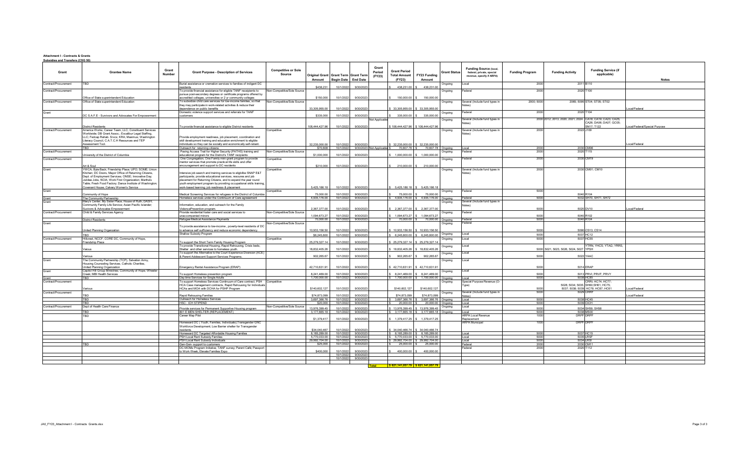**Attachment I - Contracts & Grants**

**Subsidies and Transfers (CSG 50)**

| Grant | Grantee Name | Grant Number | Grant Purpose - Description of Services | Competitive or Sole Source | Original Grant Amount | Grant Term Begin Date | Grant Term End Date | Grant Period (FY23) | Grant Period Total Amount (FY23) | FY23 Funding Amount | Grant Status | Funding Source (local, federal, private, special revenue, specify if ARPA) | Funding Program | Funding Activity | Funding Service (if applicable) | Notes |
|---|---|---|---|---|---|---|---|---|---|---|---|---|---|---|---|---|
| Contract/Procurement | TBD | | Burial assistance or cremation services to families of indigent DC residents | | $438,231 | 10/1/2022 | 9/30/2023 | | $ 438,231.00 | $ 438,231.00 | Ongoing | Local | 2000 | 2011 | B110 | |
| Contract/Procurement | Office of State superintendent Education | | To provide financial assistance for eligible TANF recipients to pursue post-secondary degrees or certificate programs offered by accredited colleges, universities or 2 yr community colleges | Non-Competitive/Sole Source | $150,000 | 10/1/2022 | 9/30/2023 | | $ 150,000.00 | $ 150,000.00 | Ongoing | Federal | 2000 | 2020 | T100 | |
| Contract/Procurement | Office of State superintendent Education | | To subsidize child care services for low-income families, so that they may participate in work-related activities & reduce their dependence on public benefits | Non-Competitive/Sole Source | 33,305,955.00 | 10/1/2022 | 9/30/2023 | | $ 33,305,955.00 | $ 33,305,955.00 | Ongoing | Several (Include fund types in Notes) | 2000; 5000 | 2065; 5095 | ST04; ST05; ST02 | Local/Federal |
| Grant | DC S.A.F.E - Survivors and Advocates For Empowerment | | Domestic violence support services and referrals for TANF customers | | $335,000 | 10/1/2022 | 9/30/2023 | | $ 335,000.00 | $ 335,000.00 | Ongoing | Federal | 2000 | 2020 | T104 | |
| | District Residents | | To provide financial assistance to eligible District residents | | 108,444,427.96 | 10/1/2022 | 9/30/2023 | Not Applicable | $ 108,444,427.96 | $ 108,444,427.96 | Ongoing | Several (Include fund types in Notes) | 2000 | 2012; 2013; 2020; 2021; 2024 | CA18; CA19; CA23; CA25; CA26; DA06; DA07; GC05; SN17; T122 | Local/Federal/Special Purpose |
| Contract/Procurement | America Works; Career Team, LLC; Constituent Services Worldwide; DB Grant Assoc.; Excalibur Legal Staffing, LLC; Fedcap Rehab. Srvcs; KRA; Maximus; Washington Literacy Council, C.A.T.C.H Resources and TEP Assessment Tool. | | Provide employment readiness, job placement, coordination and skill development training and education enrichment to eligible individuals so they can be socially and economically self-reliant. | Competitive | 32,235,000.00 | 10/1/2022 | 9/30/2023 | | $ 32,235,000.00 | $ 32,235,000.00 | Ongoing | Several (Include fund types in Notes) | 2000 | 2022 | J109 | Local/Federal |
| | TBD | | Outreach for returning citizens | | $70,608 | 10/1/2022 | 9/30/2023 | Not Applicable | $ 70,607.78 | $ 70,607.78 | Ongoing | Local | 2000 | 2030 | CM06 | |
| Contract/Procurement | University of the District of Columbia | | Paving Access Trail for Higher Security (PATHS) training and educational program for the District's TANF recipients | Non-Competitive/Sole Source | $1,000,000 | 10/1/2022 | 9/30/2023 | | $ 1,000,000.00 | $ 1,000,000.00 | Ongoing | Federal | 2000 | 2020 | T115 | |
| Contract/Procurement | Art & Soul | | One Congregation, One Family mini-grant program to provide mentor services that promote practical life skills and offer encouragement and support to DC residents | Competitive | $210,000 | 10/1/2022 | 9/30/2023 | | $ 210,000.00 | $ 210,000.00 | Ongoing | Federal | 2000 | 2030 | CM19 | |
| Grant | YWCA; Byte Back; Friendship Place; UPO; SOME; Union Kitchen; DC Doors, Mayor Office of Returning Citizens, Dept. of Employment Services; ONSE; Innovative Day; Jubilee Jobs, NCIA; Work First Organization, Martha's Table; Fresh Food Factory; Dance Institute of Washington; Covenant House; Calvary Women's Service | | Intensive job search and training services to eligible SNAP E&T participants; provide educational services, resources and job placement for Returning Citizens, and to expand the year round youth employment program by providing occupational skills training, work-based learning; job readiness & placement | Competitive | 5,425,186.18 | 10/1/2022 | 9/30/2023 | | $ 5,425,186.18 | $ 5,425,186.18 | Ongoing | Several (Include fund types in Notes) | 2000 | 2030 | CM01; CM10 | |
| Grant | Community of Hope | | Medical Screening Services for refugees in the District of Columbia | Competitive | 75,000.00 | 10/1/2022 | 9/30/2023 | | $ 75,000.00 | $ 75,000.00 | Ongoing | Federal | 5000 | 5040 | R104 | |
| Grant | The Community Partnership | | Homeless services under the Continuum of Care agreement | | 4,935,176.00 | 10/1/2022 | 9/30/2023 | | $ 4,935,176.00 | $ 4,935,176.00 | Ongoing | Federal | 5000 | 5032 | SH70, SH71, SH72 | |
| Grant | Mary's Center; My Sister Place; House of Ruth; DASH; Community Family Life Service; Asian Pacific Islander; Suvivors & Advocates Empowerment | | Information, education, and outreach for the Family Violence Prevention program. | | 2,367,377.00 | 10/1/2022 | 9/30/2023 | | $ 2,367,377.00 | $ 2,367,377.00 | Ongoing | Several (Include fund types in Notes) | 5000 | 5020 | DV10 | Local/Federal |
| Contract/Procurement | Child & Family Services Agency | | Provide residential foster care and social services to unaccompanied minors | Non-Competitive/Sole Source | 1,094,673.27 | 10/1/2022 | 9/30/2023 | | $ 1,094,673.27 | $ 1,094,673.27 | Ongoing | Federal | 5000 | 5040 | R102 | |
| | District Residents | | Refugee Medical Assistance Payments | | 70,000.00 | 10/1/2022 | 9/30/2023 | | $ 70,000.00 | $ 70,000.00 | Ongoing | Federal | 5000 | 5040 | R104 | |
| Grant | United Planning Organization | | To provide assistance to low-income , poverty-level residents of DC to advance self sufficiency and reduce economic dependency. | Non-Competitive/Sole Source | 10,933,156.50 | 10/1/2022 | 9/30/2023 | | $ 10,933,156.50 | $ 10,933,156.50 | Ongoing | Federal | 5000 | 5090 | CS13; CS14 | |
| | TBD | | Shallow Subsidy Program | | $6,245,600 | 10/1/2022 | 9/30/2023 | | $ 6,245,600.00 | $ 6,245,600.00 | Ongoing | Local | 5000 | 5037 | HC12 | |
| Contract/Procurement | Hillcrest, NCCF, CORE DC, Community of Hope, Friendship Place | | To support the Short Term Family Housing Program | Competitive | 25,279,327.14 | 10/1/2022 | 9/30/2023 | | $ 25,279,327.14 | $ 25,279,327.14 | Ongoing | Local | 5000 | 5037 | HC55 | |
| | Vaious | | To provide Transitional Housing, Rapid Rehousing, Crisis beds, Shelter and other services to homeless youth. | | 18,832,405.26 | 10/1/2022 | 9/30/2023 | | $ 18,832,405.26 | $ 18,832,405.26 | Ongoing | Local | 5000 | 5021, 5023, 5026, 5024, 5027 | YTRN, YHCS; YTAG; YRRS, YPSH | |
| | Various | | To support the Alternative to the Court Experience Diversion (ACE) & Parent Adolescent Support Services Programs. | | 902,265.67 | 10/1/2022 | 9/30/2023 | | $ 902,265.67 | $ 902,265.67 | Ongoing | Local | 5000 | 5022 | YAAC | |
| Grant | The Community Partnership (TCP), Salvation Army, Housing Counseling Services, Catholic Charities, United Planning Organization | | Emergency Rental Assistance Program (ERAP) | | 42,710,631.91 | 10/1/2022 | 9/30/2023 | | $ 42,710,631.91 | $ 42,710,631.91 | Ongoing | Local | 5000 | 5014 | ERAP | |
| Grant | Capitol Hill Group Ministries; Community of Hope; Wheeler Creek; MBI Health Services | | To support Homeless prevention program | | 8,241,469.00 | 10/1/2022 | 9/30/2023 | | $ 8,241,469.00 | $ 8,241,469.00 | Ongoing | Local | 5000 | 5013 | PRVI; PRVF; PRVY | |
| Grant | TBD | | Day time Services for Single Adults | | 1,700,000.00 | 10/1/2022 | 9/30/2023 | | $ 1,700,000.00 | $ 1,700,000.00 | Ongoing | Local | 5000 | 5038 | HC85 | |
| Contract/Procurement | Various | | To support Homeless Services Continuum of Care contract, PSH HCA Case management contracts, Rapid Rehousing for Individuals HCAs and MOA with DCHA for PSHP Program | Competitive | $140,602,127 | 10/1/2022 | 9/30/2023 | | $140,602,127 | $140,602,127 | Ongoing | Special Purpose Revenue (O-Type) | 5000 | 5028; 5034; 5035; 5037; 5038; 5039 | CRRI; HC74; HC77; SH60;SH61; HC75; HC78; HC87; HC81 | Local/Federal |
| Contract/Procurement | TBD | | Rapid Rehousing Families | | $74,873,099 | 10/1/2022 | 9/30/2023 | | $74,873,099 | $74,873,099 | Ongoing | Several (Include fund types in Notes) | 5000 | 5029 | CRRF | Local/Federal |
| | TBD | | Outreach for Homeless Services | | 3,697,366.76 | 10/1/2022 | 9/30/2023 | | $ 3,697,366.76 | $ 3,697,366.76 | Ongoing | Local | 5000 | 5038 | HC45 | |
| | TBD | | HSC: ICH STIPEND | | $20,000 | 10/1/2022 | 9/30/2023 | | $ 20,000.00 | $ 20,000.00 | Ongoing | Local | 5000 | 5039 | CICH | |
| Contract/Procurement | Dept of Health Care Finance | | Provide services for Permanent Supportive Housing program | Non-Competitive/Sole Source | 13,976,399.45 | 10/1/2022 | 9/30/2023 | | $ 13,976,399.45 | $ 13,976,399.45 | Ongoing | Local | 5000 | 5034 | SH59, SH58 | |
| | TBD | | 801 E MEN SHELTER (REPLACEMENT) | | 3,177,665.18 | 10/1/2022 | 9/30/2023 | | $ 3,177,665.18 | $ 3,177,665.18 | Ongoing | Local | 5000 | 5038 | MS00 | |
| | TBD | | Career Map Pilot | | $1,379,417 | 10/1/2022 | 9/30/2023 | | $ 1,379,417.25 | $ 1,379,417.25 | | ARPA Local Revenue Replacement | 1000 | DRPF | DRPF | |
| | | | Homeward DC ( Youth, Families, Individuals) Transgender GNC Workforce Development; Low Barrier shelter for Transgender residents. | | $34,040,467 | 10/1/2022 | 9/30/2023 | | $ 34,040,466.74 | $ 34,040,466.74 | | ARPA Municipal | 1000 | DRPF | DRPF | |
| | | | Homeward DC Targeted Affordable Housing Families | | 8,185,289.00 | 10/1/2022 | 9/30/2023 | | $ 8,185,289.00 | $ 8,185,289.00 | | Local | 5000 | 5037 | HC15 | |
| | | | PSH Local Rent Subsidy Families | | 5,770,033.00 | 10/1/2022 | 9/30/2023 | | $ 5,770,033.00 | $ 5,770,033.00 | | Local | 5000 | 5035 | LRSF | |
| | | | PSH Local Rent Subsidy Individuals | | 29,992,704.00 | 10/1/2022 | 9/30/2023 | | $ 29,992,704.00 | $ 29,992,704.00 | | Local | 5000 | 5034 | LRSI | |
| | TBD | | Gen-Gen- support to customers | | $25,000 | 10/1/2022 | 9/30/2023 | | $ 25,000.00 | $ 25,000.00 | | Federal | 2000 | 2030 | CM11 | |
| | | | DC MOMs Program Initiative; TANF survey; Parent Cafe; Passport to Work Week; Elevate Families Expo | | $400,000 | 10/1/2022 | 9/30/2023 | | $ 400,000.00 | $ 400,000.00 | | Federal | 2000 | 2020 | T112 | |
| | | | | | | 10/1/2022 | 9/30/2023 | | | | | | | | | |
| | | | | | | 10/1/2022 | 9/30/2023 | | | | | | | | | |
| | | | | | | | | **Total** | **$ 621,141,057.79** | **$ 621,141,057.79** | | | | | | |